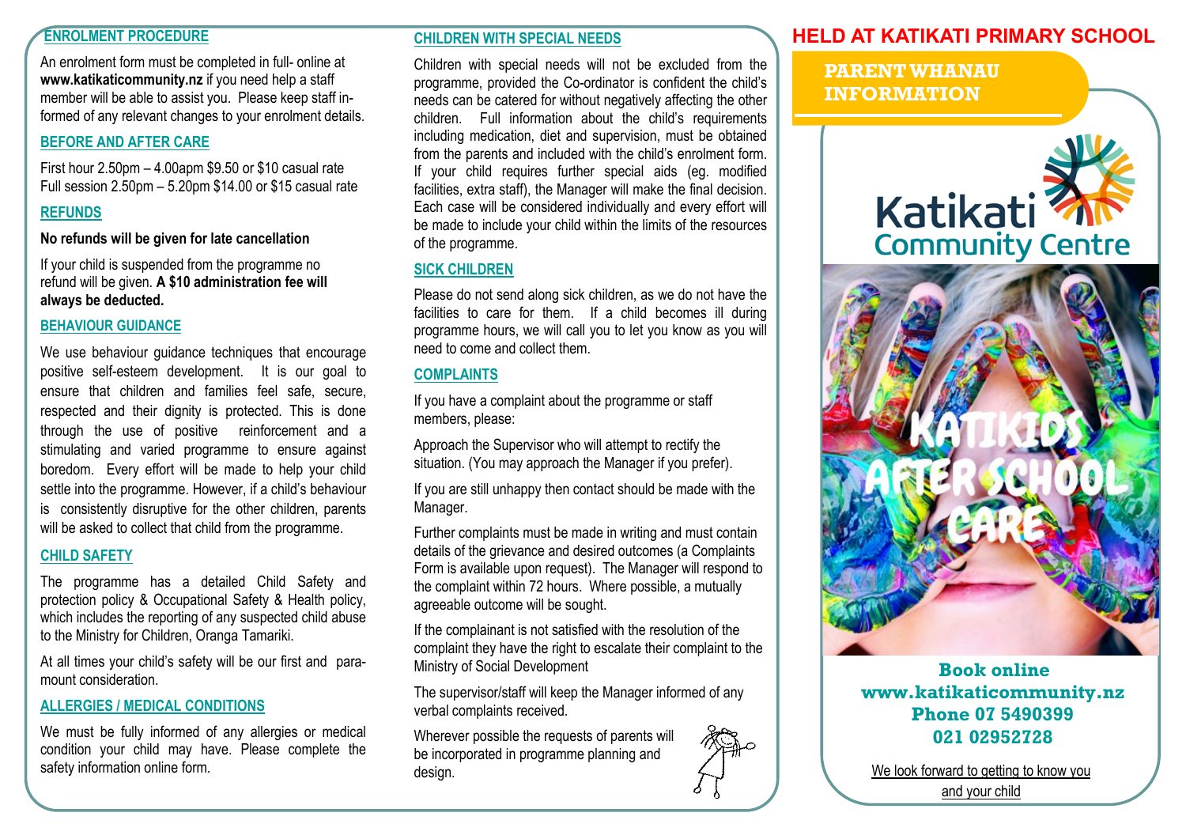## ENROLMENT PROCEDURE

An enrolment form must be completed in full- online at **www.katikaticommunity.nz** if you need help a staff member will be able to assist you. Please keep staff informed of any relevant changes to your enrolment details.

## BEFORE AND AFTER CARE

First hour 2.50pm – 4.00apm $9.50 or $10 casual rate
Full session 2.50pm – 5.20pm $14.00 or $15 casual rate

## REFUNDS

**No refunds will be given for late cancellation**

If your child is suspended from the programme no refund will be given. **A $10 administration fee will always be deducted.**

## BEHAVIOUR GUIDANCE

We use behaviour guidance techniques that encourage positive self-esteem development. It is our goal to ensure that children and families feel safe, secure, respected and their dignity is protected. This is done through the use of positive reinforcement and a stimulating and varied programme to ensure against boredom. Every effort will be made to help your child settle into the programme. However, if a child's behaviour is consistently disruptive for the other children, parents will be asked to collect that child from the programme.

## CHILD SAFETY

The programme has a detailed Child Safety and protection policy & Occupational Safety & Health policy, which includes the reporting of any suspected child abuse to the Ministry for Children, Oranga Tamariki.

At all times your child's safety will be our first and paramount consideration.

## ALLERGIES / MEDICAL CONDITIONS

We must be fully informed of any allergies or medical condition your child may have. Please complete the safety information online form.

## CHILDREN WITH SPECIAL NEEDS

Children with special needs will not be excluded from the programme, provided the Co-ordinator is confident the child's needs can be catered for without negatively affecting the other children. Full information about the child's requirements including medication, diet and supervision, must be obtained from the parents and included with the child's enrolment form. If your child requires further special aids (eg. modified facilities, extra staff), the Manager will make the final decision. Each case will be considered individually and every effort will be made to include your child within the limits of the resources of the programme.

## SICK CHILDREN

Please do not send along sick children, as we do not have the facilities to care for them. If a child becomes ill during programme hours, we will call you to let you know as you will need to come and collect them.

## COMPLAINTS

If you have a complaint about the programme or staff members, please:

Approach the Supervisor who will attempt to rectify the situation. (You may approach the Manager if you prefer).

If you are still unhappy then contact should be made with the Manager.

Further complaints must be made in writing and must contain details of the grievance and desired outcomes (a Complaints Form is available upon request). The Manager will respond to the complaint within 72 hours. Where possible, a mutually agreeable outcome will be sought.

If the complainant is not satisfied with the resolution of the complaint they have the right to escalate their complaint to the Ministry of Social Development

The supervisor/staff will keep the Manager informed of any verbal complaints received.

Wherever possible the requests of parents will be incorporated in programme planning and design.

# HELD AT KATIKATI PRIMARY SCHOOL

## PARENT WHANAU INFORMATION

Katikati Community Centre

KATIKIDS AFTER SCHOOL CARE

**Book online**
**www.katikaticommunity.nz**
**Phone 07 5490399**
**021 02952728**

We look forward to getting to know you and your child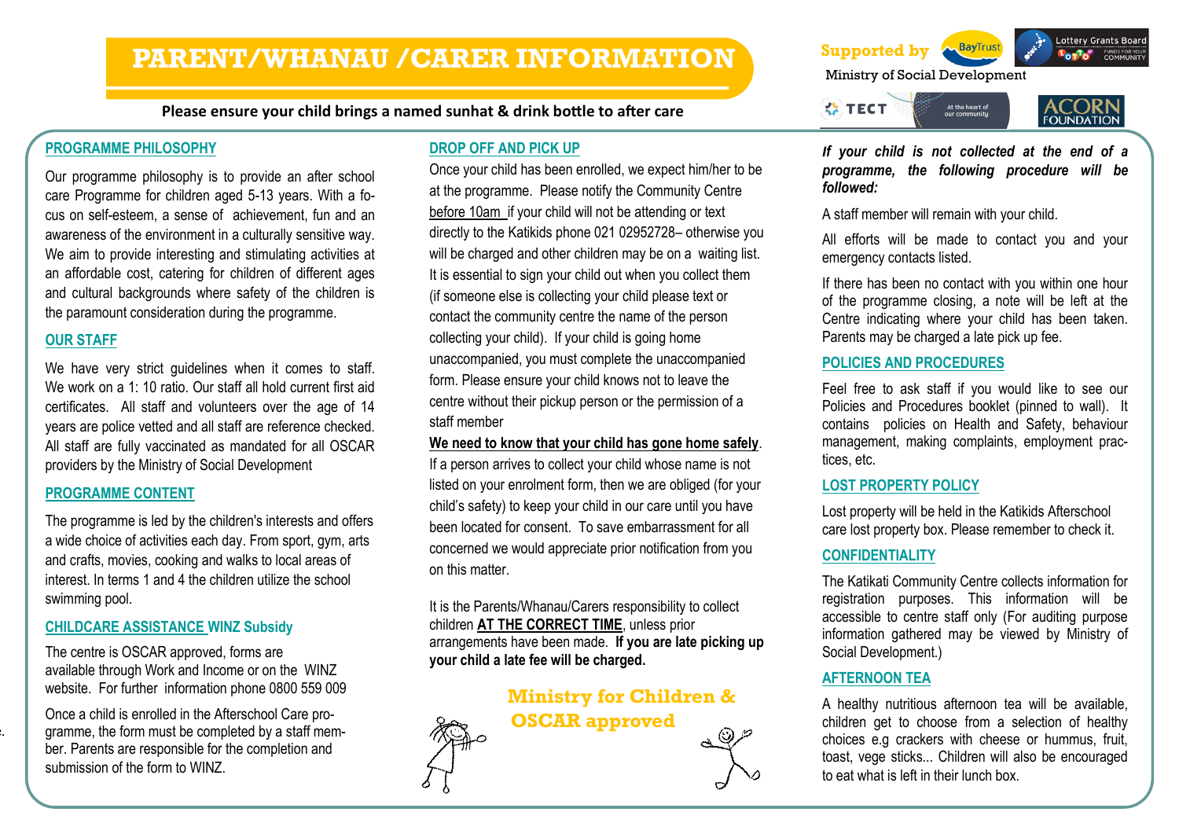# PARENT/WHANAU /CARER INFORMATION

Supported by BayTrust, Lottery Grants Board, Ministry of Social Development, TECT, ACORN FOUNDATION

**Please ensure your child brings a named sunhat & drink bottle to after care**

## PROGRAMME PHILOSOPHY

Our programme philosophy is to provide an after school care Programme for children aged 5-13 years. With a focus on self-esteem, a sense of achievement, fun and an awareness of the environment in a culturally sensitive way. We aim to provide interesting and stimulating activities at an affordable cost, catering for children of different ages and cultural backgrounds where safety of the children is the paramount consideration during the programme.

## OUR STAFF

We have very strict guidelines when it comes to staff. We work on a 1: 10 ratio. Our staff all hold current first aid certificates. All staff and volunteers over the age of 14 years are police vetted and all staff are reference checked. All staff are fully vaccinated as mandated for all OSCAR providers by the Ministry of Social Development

## PROGRAMME CONTENT

The programme is led by the children's interests and offers a wide choice of activities each day. From sport, gym, arts and crafts, movies, cooking and walks to local areas of interest. In terms 1 and 4 the children utilize the school swimming pool.

## CHILDCARE ASSISTANCE WINZ Subsidy

The centre is OSCAR approved, forms are available through Work and Income or on the WINZ website. For further information phone 0800 559 009

Once a child is enrolled in the Afterschool Care programme, the form must be completed by a staff member. Parents are responsible for the completion and submission of the form to WINZ.

## DROP OFF AND PICK UP

Once your child has been enrolled, we expect him/her to be at the programme. Please notify the Community Centre before 10am if your child will not be attending or text directly to the Katikids phone 021 02952728– otherwise you will be charged and other children may be on a waiting list. It is essential to sign your child out when you collect them (if someone else is collecting your child please text or contact the community centre the name of the person collecting your child). If your child is going home unaccompanied, you must complete the unaccompanied form. Please ensure your child knows not to leave the centre without their pickup person or the permission of a staff member

**We need to know that your child has gone home safely**. If a person arrives to collect your child whose name is not listed on your enrolment form, then we are obliged (for your child's safety) to keep your child in our care until you have been located for consent. To save embarrassment for all concerned we would appreciate prior notification from you on this matter.

It is the Parents/Whanau/Carers responsibility to collect children **AT THE CORRECT TIME**, unless prior arrangements have been made. **If you are late picking up your child a late fee will be charged.**

**Ministry for Children & OSCAR approved**

***If your child is not collected at the end of a programme, the following procedure will be followed:***

A staff member will remain with your child.

All efforts will be made to contact you and your emergency contacts listed.

If there has been no contact with you within one hour of the programme closing, a note will be left at the Centre indicating where your child has been taken. Parents may be charged a late pick up fee.

## POLICIES AND PROCEDURES

Feel free to ask staff if you would like to see our Policies and Procedures booklet (pinned to wall). It contains policies on Health and Safety, behaviour management, making complaints, employment practices, etc.

## LOST PROPERTY POLICY

Lost property will be held in the Katikids Afterschool care lost property box. Please remember to check it.

## CONFIDENTIALITY

The Katikati Community Centre collects information for registration purposes. This information will be accessible to centre staff only (For auditing purpose information gathered may be viewed by Ministry of Social Development.)

## AFTERNOON TEA

A healthy nutritious afternoon tea will be available, children get to choose from a selection of healthy choices e.g crackers with cheese or hummus, fruit, toast, vege sticks... Children will also be encouraged to eat what is left in their lunch box.